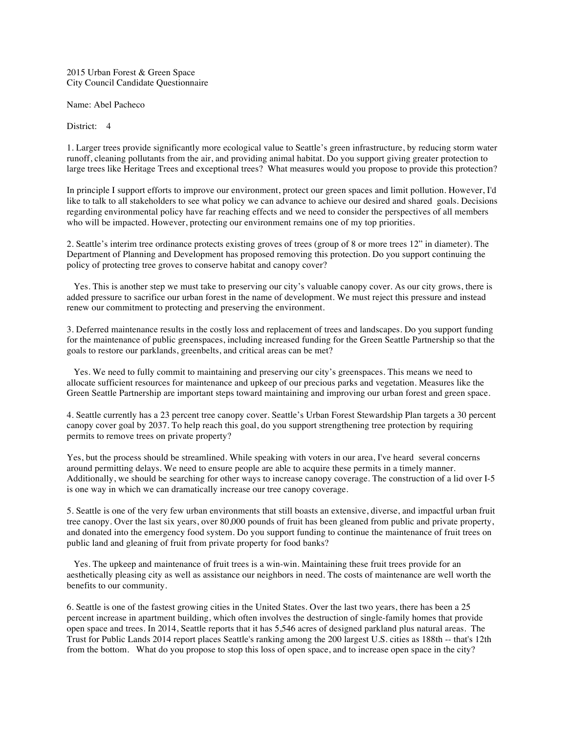2015 Urban Forest & Green Space
City Council Candidate Questionnaire

Name: Abel Pacheco

District: 4

1. Larger trees provide significantly more ecological value to Seattle's green infrastructure, by reducing storm water runoff, cleaning pollutants from the air, and providing animal habitat. Do you support giving greater protection to large trees like Heritage Trees and exceptional trees? What measures would you propose to provide this protection?

In principle I support efforts to improve our environment, protect our green spaces and limit pollution. However, I'd like to talk to all stakeholders to see what policy we can advance to achieve our desired and shared goals. Decisions regarding environmental policy have far reaching effects and we need to consider the perspectives of all members who will be impacted. However, protecting our environment remains one of my top priorities.

2. Seattle's interim tree ordinance protects existing groves of trees (group of 8 or more trees 12" in diameter). The Department of Planning and Development has proposed removing this protection. Do you support continuing the policy of protecting tree groves to conserve habitat and canopy cover?

Yes. This is another step we must take to preserving our city's valuable canopy cover. As our city grows, there is added pressure to sacrifice our urban forest in the name of development. We must reject this pressure and instead renew our commitment to protecting and preserving the environment.

3. Deferred maintenance results in the costly loss and replacement of trees and landscapes. Do you support funding for the maintenance of public greenspaces, including increased funding for the Green Seattle Partnership so that the goals to restore our parklands, greenbelts, and critical areas can be met?

Yes. We need to fully commit to maintaining and preserving our city's greenspaces. This means we need to allocate sufficient resources for maintenance and upkeep of our precious parks and vegetation. Measures like the Green Seattle Partnership are important steps toward maintaining and improving our urban forest and green space.

4. Seattle currently has a 23 percent tree canopy cover. Seattle's Urban Forest Stewardship Plan targets a 30 percent canopy cover goal by 2037. To help reach this goal, do you support strengthening tree protection by requiring permits to remove trees on private property?

Yes, but the process should be streamlined. While speaking with voters in our area, I've heard several concerns around permitting delays. We need to ensure people are able to acquire these permits in a timely manner. Additionally, we should be searching for other ways to increase canopy coverage. The construction of a lid over I-5 is one way in which we can dramatically increase our tree canopy coverage.

5. Seattle is one of the very few urban environments that still boasts an extensive, diverse, and impactful urban fruit tree canopy. Over the last six years, over 80,000 pounds of fruit has been gleaned from public and private property, and donated into the emergency food system. Do you support funding to continue the maintenance of fruit trees on public land and gleaning of fruit from private property for food banks?

Yes. The upkeep and maintenance of fruit trees is a win-win. Maintaining these fruit trees provide for an aesthetically pleasing city as well as assistance our neighbors in need. The costs of maintenance are well worth the benefits to our community.

6. Seattle is one of the fastest growing cities in the United States. Over the last two years, there has been a 25 percent increase in apartment building, which often involves the destruction of single-family homes that provide open space and trees. In 2014, Seattle reports that it has 5,546 acres of designed parkland plus natural areas. The Trust for Public Lands 2014 report places Seattle's ranking among the 200 largest U.S. cities as 188th -- that's 12th from the bottom. What do you propose to stop this loss of open space, and to increase open space in the city?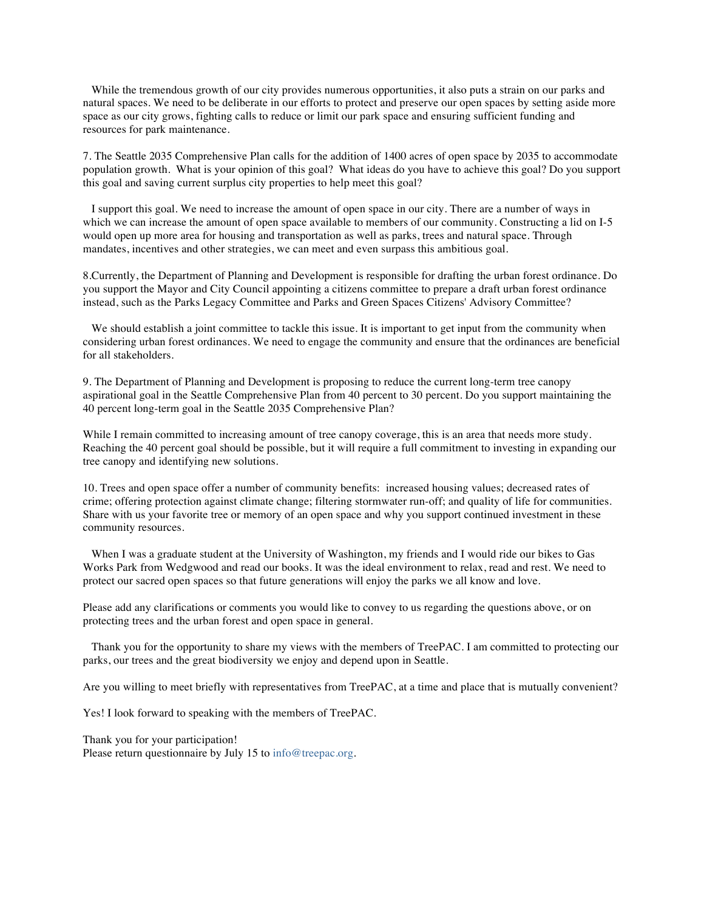While the tremendous growth of our city provides numerous opportunities, it also puts a strain on our parks and natural spaces. We need to be deliberate in our efforts to protect and preserve our open spaces by setting aside more space as our city grows, fighting calls to reduce or limit our park space and ensuring sufficient funding and resources for park maintenance.

7. The Seattle 2035 Comprehensive Plan calls for the addition of 1400 acres of open space by 2035 to accommodate population growth. What is your opinion of this goal? What ideas do you have to achieve this goal? Do you support this goal and saving current surplus city properties to help meet this goal?

I support this goal. We need to increase the amount of open space in our city. There are a number of ways in which we can increase the amount of open space available to members of our community. Constructing a lid on I-5 would open up more area for housing and transportation as well as parks, trees and natural space. Through mandates, incentives and other strategies, we can meet and even surpass this ambitious goal.

8.Currently, the Department of Planning and Development is responsible for drafting the urban forest ordinance. Do you support the Mayor and City Council appointing a citizens committee to prepare a draft urban forest ordinance instead, such as the Parks Legacy Committee and Parks and Green Spaces Citizens' Advisory Committee?

We should establish a joint committee to tackle this issue. It is important to get input from the community when considering urban forest ordinances. We need to engage the community and ensure that the ordinances are beneficial for all stakeholders.

9. The Department of Planning and Development is proposing to reduce the current long-term tree canopy aspirational goal in the Seattle Comprehensive Plan from 40 percent to 30 percent. Do you support maintaining the 40 percent long-term goal in the Seattle 2035 Comprehensive Plan?

While I remain committed to increasing amount of tree canopy coverage, this is an area that needs more study. Reaching the 40 percent goal should be possible, but it will require a full commitment to investing in expanding our tree canopy and identifying new solutions.

10. Trees and open space offer a number of community benefits: increased housing values; decreased rates of crime; offering protection against climate change; filtering stormwater run-off; and quality of life for communities. Share with us your favorite tree or memory of an open space and why you support continued investment in these community resources.

When I was a graduate student at the University of Washington, my friends and I would ride our bikes to Gas Works Park from Wedgwood and read our books. It was the ideal environment to relax, read and rest. We need to protect our sacred open spaces so that future generations will enjoy the parks we all know and love.

Please add any clarifications or comments you would like to convey to us regarding the questions above, or on protecting trees and the urban forest and open space in general.

Thank you for the opportunity to share my views with the members of TreePAC. I am committed to protecting our parks, our trees and the great biodiversity we enjoy and depend upon in Seattle.

Are you willing to meet briefly with representatives from TreePAC, at a time and place that is mutually convenient?

Yes! I look forward to speaking with the members of TreePAC.

Thank you for your participation!
Please return questionnaire by July 15 to info@treepac.org.